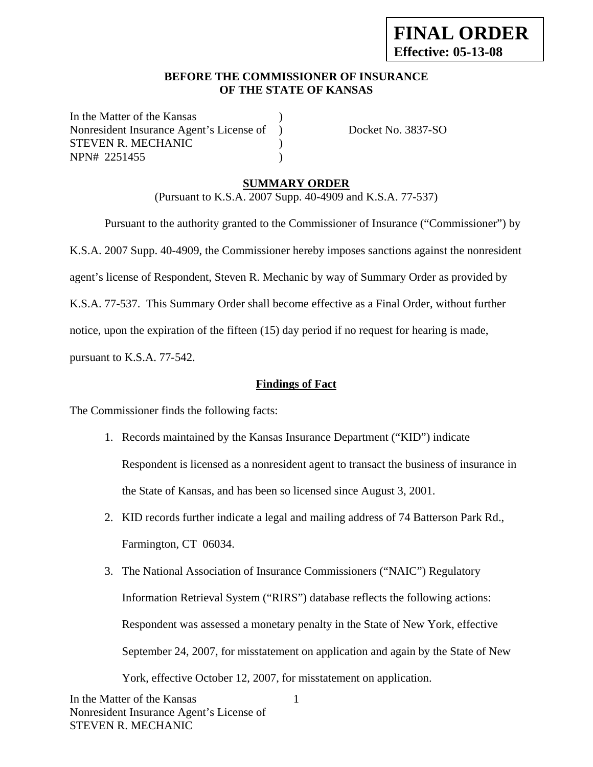**FINAL ORDER**
**Effective: 05-13-08**

**BEFORE THE COMMISSIONER OF INSURANCE**
**OF THE STATE OF KANSAS**

In the Matter of the Kansas )
Nonresident Insurance Agent's License of ) Docket No. 3837-SO
STEVEN R. MECHANIC )
NPN# 2251455 )

## SUMMARY ORDER

(Pursuant to K.S.A. 2007 Supp. 40-4909 and K.S.A. 77-537)

Pursuant to the authority granted to the Commissioner of Insurance ("Commissioner") by K.S.A. 2007 Supp. 40-4909, the Commissioner hereby imposes sanctions against the nonresident agent's license of Respondent, Steven R. Mechanic by way of Summary Order as provided by K.S.A. 77-537. This Summary Order shall become effective as a Final Order, without further notice, upon the expiration of the fifteen (15) day period if no request for hearing is made, pursuant to K.S.A. 77-542.

### Findings of Fact

The Commissioner finds the following facts:

1. Records maintained by the Kansas Insurance Department ("KID") indicate Respondent is licensed as a nonresident agent to transact the business of insurance in the State of Kansas, and has been so licensed since August 3, 2001.
2. KID records further indicate a legal and mailing address of 74 Batterson Park Rd., Farmington, CT 06034.
3. The National Association of Insurance Commissioners ("NAIC") Regulatory Information Retrieval System ("RIRS") database reflects the following actions: Respondent was assessed a monetary penalty in the State of New York, effective September 24, 2007, for misstatement on application and again by the State of New York, effective October 12, 2007, for misstatement on application.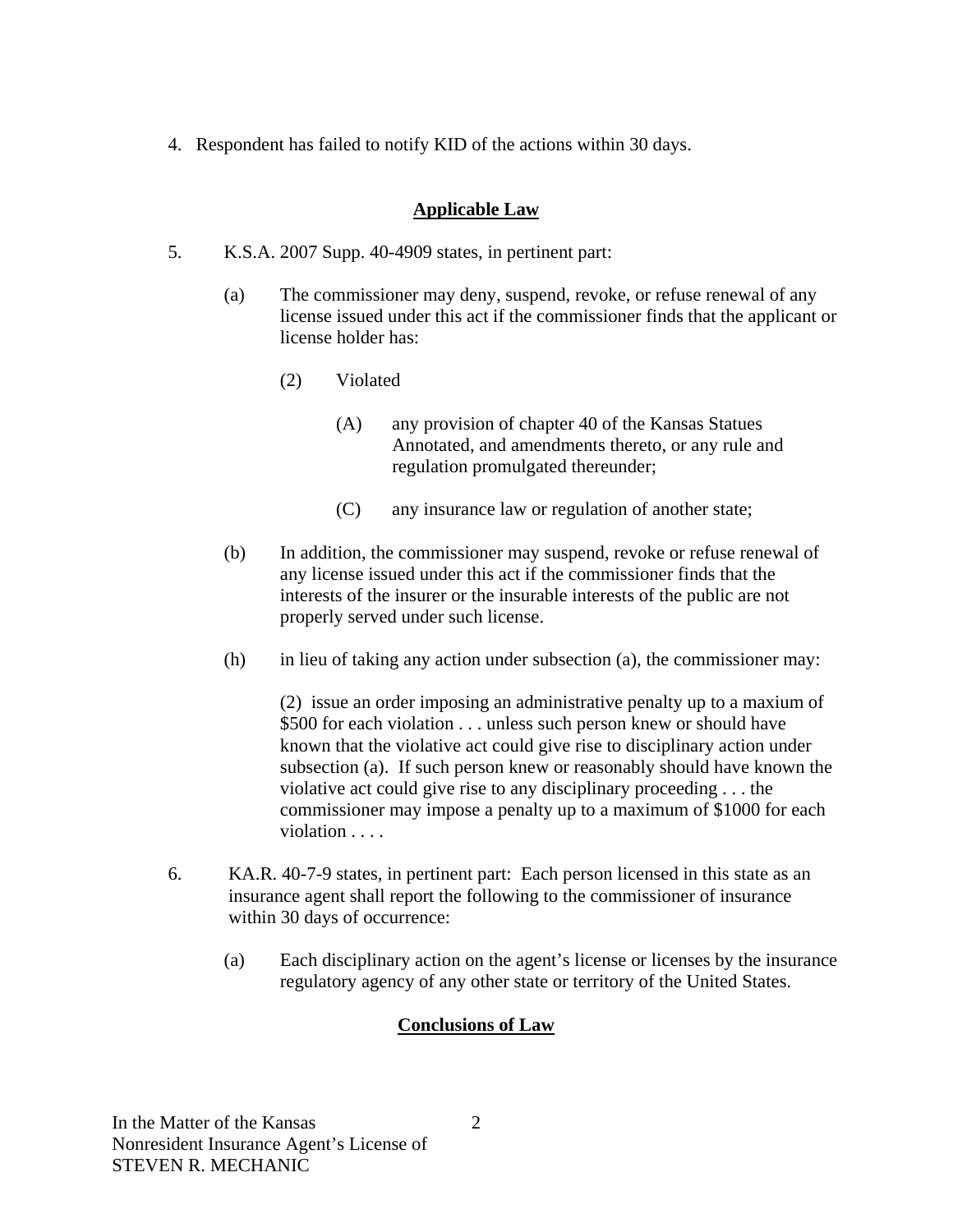4. Respondent has failed to notify KID of the actions within 30 days.

## Applicable Law

5. K.S.A. 2007 Supp. 40-4909 states, in pertinent part:

   (a) The commissioner may deny, suspend, revoke, or refuse renewal of any license issued under this act if the commissioner finds that the applicant or license holder has:

      (2) Violated

         (A) any provision of chapter 40 of the Kansas Statues Annotated, and amendments thereto, or any rule and regulation promulgated thereunder;

         (C) any insurance law or regulation of another state;

   (b) In addition, the commissioner may suspend, revoke or refuse renewal of any license issued under this act if the commissioner finds that the interests of the insurer or the insurable interests of the public are not properly served under such license.

   (h) in lieu of taking any action under subsection (a), the commissioner may:

      (2) issue an order imposing an administrative penalty up to a maxium of $500 for each violation . . . unless such person knew or should have known that the violative act could give rise to disciplinary action under subsection (a). If such person knew or reasonably should have known the violative act could give rise to any disciplinary proceeding . . . the commissioner may impose a penalty up to a maximum of $1000 for each violation . . . .

6. KA.R. 40-7-9 states, in pertinent part: Each person licensed in this state as an insurance agent shall report the following to the commissioner of insurance within 30 days of occurrence:

   (a) Each disciplinary action on the agent's license or licenses by the insurance regulatory agency of any other state or territory of the United States.

## Conclusions of Law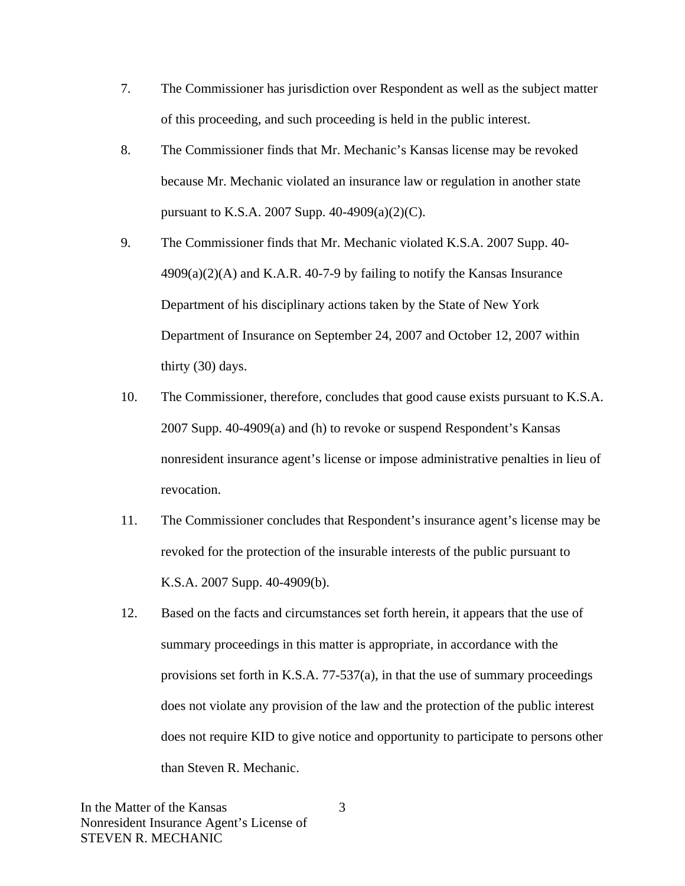7. The Commissioner has jurisdiction over Respondent as well as the subject matter of this proceeding, and such proceeding is held in the public interest.

8. The Commissioner finds that Mr. Mechanic's Kansas license may be revoked because Mr. Mechanic violated an insurance law or regulation in another state pursuant to K.S.A. 2007 Supp. 40-4909(a)(2)(C).

9. The Commissioner finds that Mr. Mechanic violated K.S.A. 2007 Supp. 40-4909(a)(2)(A) and K.A.R. 40-7-9 by failing to notify the Kansas Insurance Department of his disciplinary actions taken by the State of New York Department of Insurance on September 24, 2007 and October 12, 2007 within thirty (30) days.

10. The Commissioner, therefore, concludes that good cause exists pursuant to K.S.A. 2007 Supp. 40-4909(a) and (h) to revoke or suspend Respondent's Kansas nonresident insurance agent's license or impose administrative penalties in lieu of revocation.

11. The Commissioner concludes that Respondent's insurance agent's license may be revoked for the protection of the insurable interests of the public pursuant to K.S.A. 2007 Supp. 40-4909(b).

12. Based on the facts and circumstances set forth herein, it appears that the use of summary proceedings in this matter is appropriate, in accordance with the provisions set forth in K.S.A. 77-537(a), in that the use of summary proceedings does not violate any provision of the law and the protection of the public interest does not require KID to give notice and opportunity to participate to persons other than Steven R. Mechanic.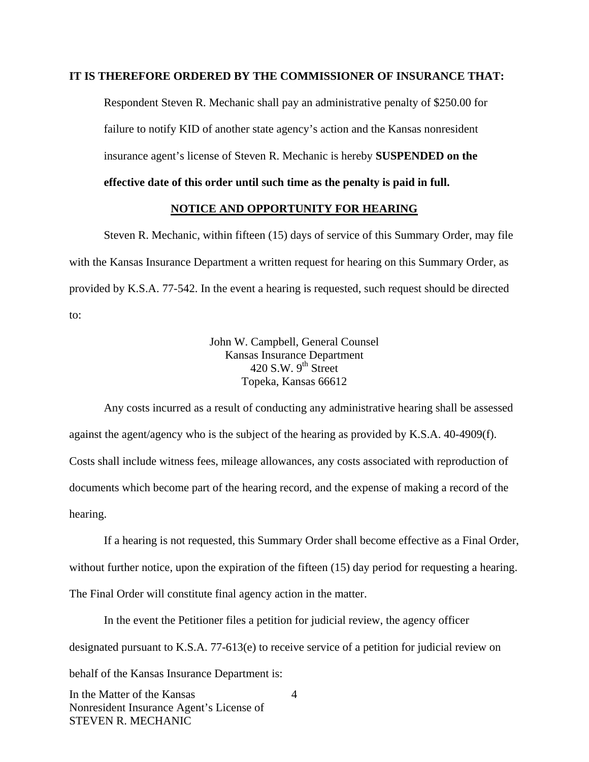**IT IS THEREFORE ORDERED BY THE COMMISSIONER OF INSURANCE THAT:**

Respondent Steven R. Mechanic shall pay an administrative penalty of $250.00 for failure to notify KID of another state agency's action and the Kansas nonresident insurance agent's license of Steven R. Mechanic is hereby **SUSPENDED on the effective date of this order until such time as the penalty is paid in full.**

## NOTICE AND OPPORTUNITY FOR HEARING

Steven R. Mechanic, within fifteen (15) days of service of this Summary Order, may file with the Kansas Insurance Department a written request for hearing on this Summary Order, as provided by K.S.A. 77-542. In the event a hearing is requested, such request should be directed to:

John W. Campbell, General Counsel
Kansas Insurance Department
420 S.W. 9th Street
Topeka, Kansas 66612

Any costs incurred as a result of conducting any administrative hearing shall be assessed against the agent/agency who is the subject of the hearing as provided by K.S.A. 40-4909(f). Costs shall include witness fees, mileage allowances, any costs associated with reproduction of documents which become part of the hearing record, and the expense of making a record of the hearing.

If a hearing is not requested, this Summary Order shall become effective as a Final Order, without further notice, upon the expiration of the fifteen (15) day period for requesting a hearing. The Final Order will constitute final agency action in the matter.

In the event the Petitioner files a petition for judicial review, the agency officer designated pursuant to K.S.A. 77-613(e) to receive service of a petition for judicial review on behalf of the Kansas Insurance Department is: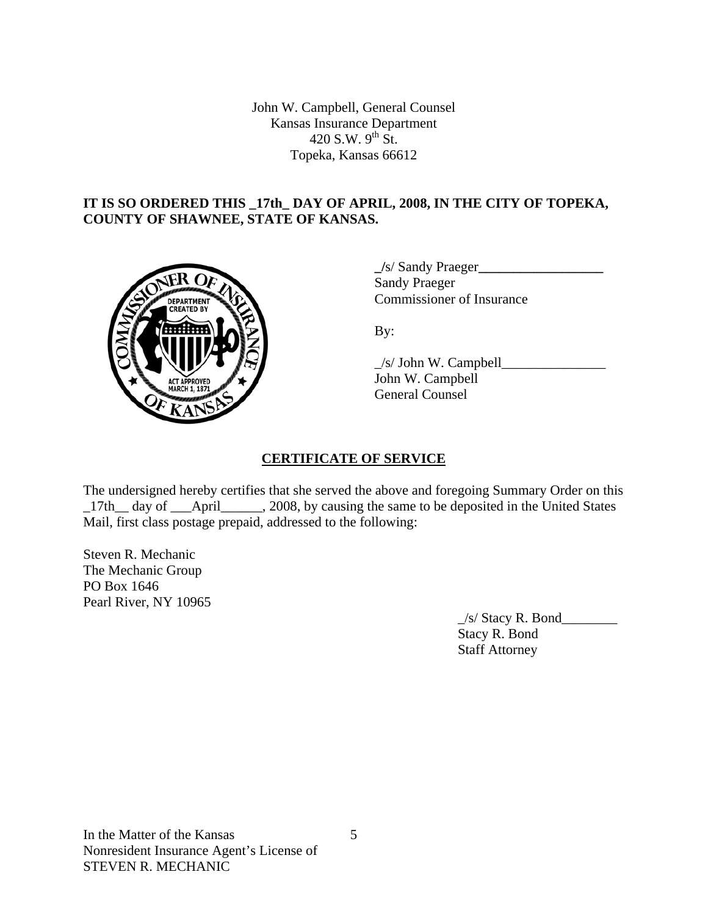John W. Campbell, General Counsel
Kansas Insurance Department
420 S.W. 9th St.
Topeka, Kansas 66612

**IT IS SO ORDERED THIS _17th_ DAY OF APRIL, 2008, IN THE CITY OF TOPEKA, COUNTY OF SHAWNEE, STATE OF KANSAS.**

_/s/ Sandy Praeger__________________
Sandy Praeger
Commissioner of Insurance

By:

_/s/ John W. Campbell_______________
John W. Campbell
General Counsel

## CERTIFICATE OF SERVICE

The undersigned hereby certifies that she served the above and foregoing Summary Order on this _17th__ day of ___April______, 2008, by causing the same to be deposited in the United States Mail, first class postage prepaid, addressed to the following:

Steven R. Mechanic
The Mechanic Group
PO Box 1646
Pearl River, NY 10965

_/s/ Stacy R. Bond________
Stacy R. Bond
Staff Attorney

In the Matter of the Kansas
Nonresident Insurance Agent's License of
STEVEN R. MECHANIC